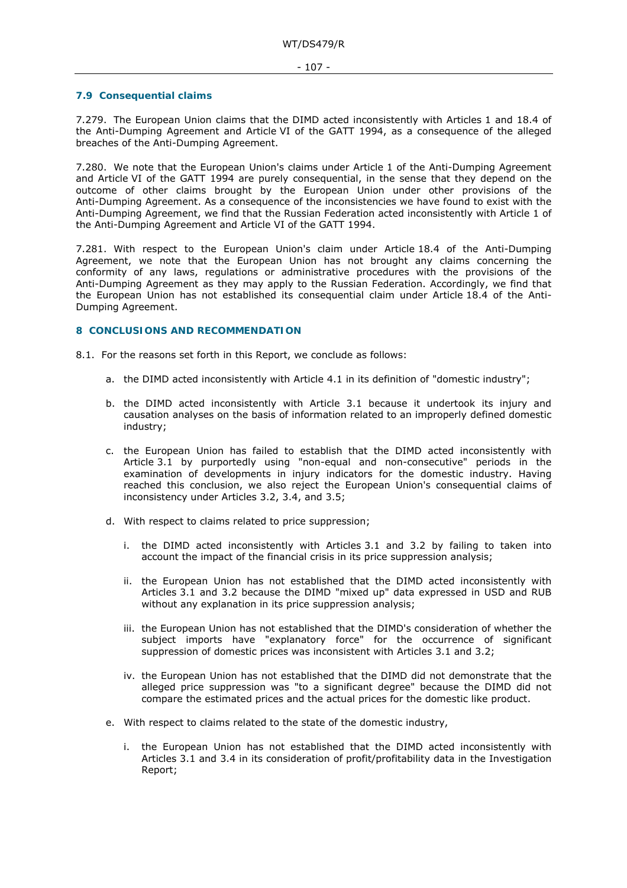### 7.9 Consequential claims

7.279. The European Union claims that the DIMD acted inconsistently with Articles 1 and 18.4 of the Anti-Dumping Agreement and Article VI of the GATT 1994, as a consequence of the alleged breaches of the Anti-Dumping Agreement.

7.280. We note that the European Union's claims under Article 1 of the Anti-Dumping Agreement and Article VI of the GATT 1994 are purely consequential, in the sense that they depend on the outcome of other claims brought by the European Union under other provisions of the Anti-Dumping Agreement. As a consequence of the inconsistencies we have found to exist with the Anti-Dumping Agreement, we find that the Russian Federation acted inconsistently with Article 1 of the Anti-Dumping Agreement and Article VI of the GATT 1994.

7.281. With respect to the European Union's claim under Article 18.4 of the Anti-Dumping Agreement, we note that the European Union has not brought any claims concerning the conformity of any laws, regulations or administrative procedures with the provisions of the Anti-Dumping Agreement as they may apply to the Russian Federation. Accordingly, we find that the European Union has not established its consequential claim under Article 18.4 of the Anti-Dumping Agreement.

## 8 CONCLUSIONS AND RECOMMENDATION

8.1. For the reasons set forth in this Report, we conclude as follows:

a. the DIMD acted inconsistently with Article 4.1 in its definition of "domestic industry";

b. the DIMD acted inconsistently with Article 3.1 because it undertook its injury and causation analyses on the basis of information related to an improperly defined domestic industry;

c. the European Union has failed to establish that the DIMD acted inconsistently with Article 3.1 by purportedly using "non-equal and non-consecutive" periods in the examination of developments in injury indicators for the domestic industry. Having reached this conclusion, we also reject the European Union's consequential claims of inconsistency under Articles 3.2, 3.4, and 3.5;

d. With respect to claims related to price suppression;

   i. the DIMD acted inconsistently with Articles 3.1 and 3.2 by failing to taken into account the impact of the financial crisis in its price suppression analysis;

   ii. the European Union has not established that the DIMD acted inconsistently with Articles 3.1 and 3.2 because the DIMD "mixed up" data expressed in USD and RUB without any explanation in its price suppression analysis;

   iii. the European Union has not established that the DIMD's consideration of whether the subject imports have "explanatory force" for the occurrence of significant suppression of domestic prices was inconsistent with Articles 3.1 and 3.2;

   iv. the European Union has not established that the DIMD did not demonstrate that the alleged price suppression was "to a significant degree" because the DIMD did not compare the estimated prices and the actual prices for the domestic like product.

e. With respect to claims related to the state of the domestic industry,

   i. the European Union has not established that the DIMD acted inconsistently with Articles 3.1 and 3.4 in its consideration of profit/profitability data in the Investigation Report;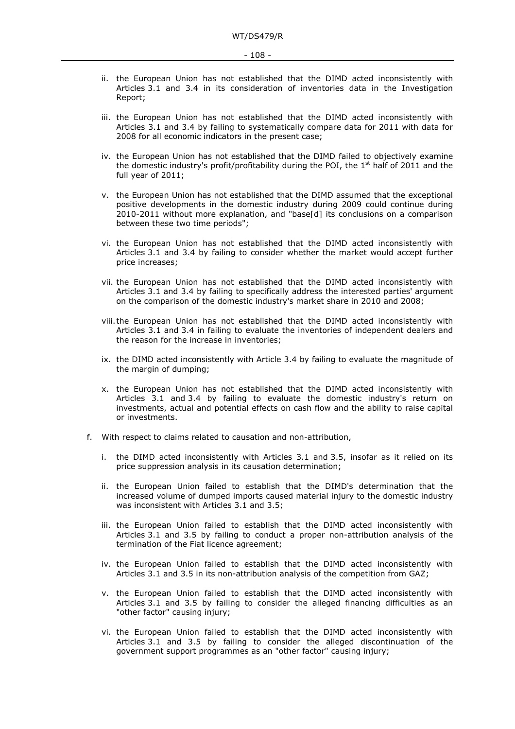ii. the European Union has not established that the DIMD acted inconsistently with Articles 3.1 and 3.4 in its consideration of inventories data in the Investigation Report;

iii. the European Union has not established that the DIMD acted inconsistently with Articles 3.1 and 3.4 by failing to systematically compare data for 2011 with data for 2008 for all economic indicators in the present case;

iv. the European Union has not established that the DIMD failed to objectively examine the domestic industry's profit/profitability during the POI, the 1st half of 2011 and the full year of 2011;

v. the European Union has not established that the DIMD assumed that the exceptional positive developments in the domestic industry during 2009 could continue during 2010-2011 without more explanation, and "base[d] its conclusions on a comparison between these two time periods";

vi. the European Union has not established that the DIMD acted inconsistently with Articles 3.1 and 3.4 by failing to consider whether the market would accept further price increases;

vii. the European Union has not established that the DIMD acted inconsistently with Articles 3.1 and 3.4 by failing to specifically address the interested parties' argument on the comparison of the domestic industry's market share in 2010 and 2008;

viii. the European Union has not established that the DIMD acted inconsistently with Articles 3.1 and 3.4 in failing to evaluate the inventories of independent dealers and the reason for the increase in inventories;

ix. the DIMD acted inconsistently with Article 3.4 by failing to evaluate the magnitude of the margin of dumping;

x. the European Union has not established that the DIMD acted inconsistently with Articles 3.1 and 3.4 by failing to evaluate the domestic industry's return on investments, actual and potential effects on cash flow and the ability to raise capital or investments.

f. With respect to claims related to causation and non-attribution,

i. the DIMD acted inconsistently with Articles 3.1 and 3.5, insofar as it relied on its price suppression analysis in its causation determination;

ii. the European Union failed to establish that the DIMD's determination that the increased volume of dumped imports caused material injury to the domestic industry was inconsistent with Articles 3.1 and 3.5;

iii. the European Union failed to establish that the DIMD acted inconsistently with Articles 3.1 and 3.5 by failing to conduct a proper non-attribution analysis of the termination of the Fiat licence agreement;

iv. the European Union failed to establish that the DIMD acted inconsistently with Articles 3.1 and 3.5 in its non-attribution analysis of the competition from GAZ;

v. the European Union failed to establish that the DIMD acted inconsistently with Articles 3.1 and 3.5 by failing to consider the alleged financing difficulties as an "other factor" causing injury;

vi. the European Union failed to establish that the DIMD acted inconsistently with Articles 3.1 and 3.5 by failing to consider the alleged discontinuation of the government support programmes as an "other factor" causing injury;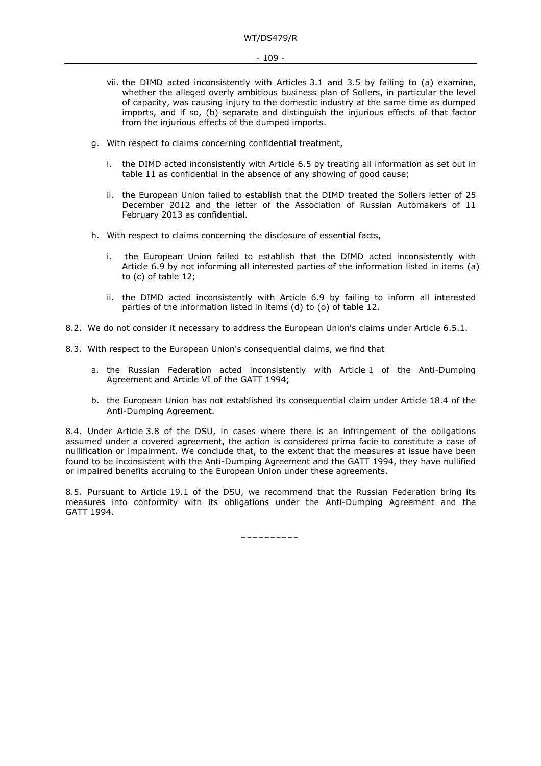vii. the DIMD acted inconsistently with Articles 3.1 and 3.5 by failing to (a) examine, whether the alleged overly ambitious business plan of Sollers, in particular the level of capacity, was causing injury to the domestic industry at the same time as dumped imports, and if so, (b) separate and distinguish the injurious effects of that factor from the injurious effects of the dumped imports.

g. With respect to claims concerning confidential treatment,

   i. the DIMD acted inconsistently with Article 6.5 by treating all information as set out in table 11 as confidential in the absence of any showing of good cause;

   ii. the European Union failed to establish that the DIMD treated the Sollers letter of 25 December 2012 and the letter of the Association of Russian Automakers of 11 February 2013 as confidential.

h. With respect to claims concerning the disclosure of essential facts,

   i. the European Union failed to establish that the DIMD acted inconsistently with Article 6.9 by not informing all interested parties of the information listed in items (a) to (c) of table 12;

   ii. the DIMD acted inconsistently with Article 6.9 by failing to inform all interested parties of the information listed in items (d) to (o) of table 12.

8.2. We do not consider it necessary to address the European Union's claims under Article 6.5.1.

8.3. With respect to the European Union's consequential claims, we find that

a. the Russian Federation acted inconsistently with Article 1 of the Anti-Dumping Agreement and Article VI of the GATT 1994;

b. the European Union has not established its consequential claim under Article 18.4 of the Anti-Dumping Agreement.

8.4. Under Article 3.8 of the DSU, in cases where there is an infringement of the obligations assumed under a covered agreement, the action is considered prima facie to constitute a case of nullification or impairment. We conclude that, to the extent that the measures at issue have been found to be inconsistent with the Anti-Dumping Agreement and the GATT 1994, they have nullified or impaired benefits accruing to the European Union under these agreements.

8.5. Pursuant to Article 19.1 of the DSU, we recommend that the Russian Federation bring its measures into conformity with its obligations under the Anti-Dumping Agreement and the GATT 1994.

__________